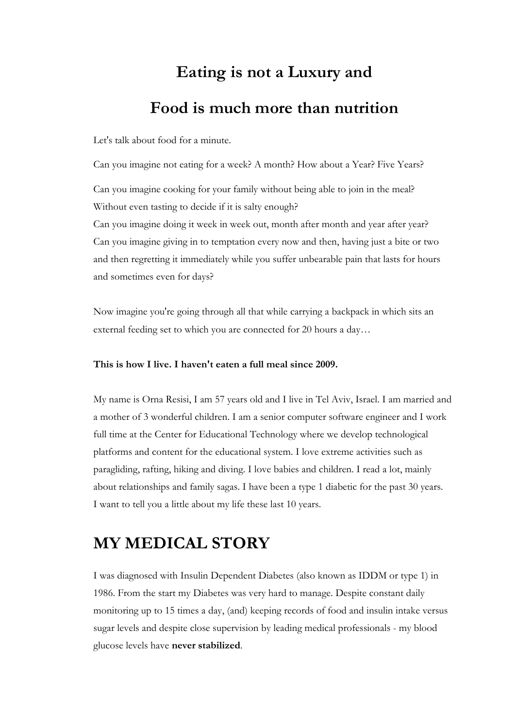# Eating is not a Luxury and

# Food is much more than nutrition

Let's talk about food for a minute.

Can you imagine not eating for a week? A month? How about a Year? Five Years?

Can you imagine cooking for your family without being able to join in the meal? Without even tasting to decide if it is salty enough?
Can you imagine doing it week in week out, month after month and year after year?
Can you imagine giving in to temptation every now and then, having just a bite or two and then regretting it immediately while you suffer unbearable pain that lasts for hours and sometimes even for days?

Now imagine you're going through all that while carrying a backpack in which sits an external feeding set to which you are connected for 20 hours a day…

**This is how I live. I haven't eaten a full meal since 2009.**

My name is Orna Resisi, I am 57 years old and I live in Tel Aviv, Israel. I am married and a mother of 3 wonderful children. I am a senior computer software engineer and I work full time at the Center for Educational Technology where we develop technological platforms and content for the educational system. I love extreme activities such as paragliding, rafting, hiking and diving. I love babies and children. I read a lot, mainly about relationships and family sagas. I have been a type 1 diabetic for the past 30 years. I want to tell you a little about my life these last 10 years.

## MY MEDICAL STORY

I was diagnosed with Insulin Dependent Diabetes (also known as IDDM or type 1) in 1986. From the start my Diabetes was very hard to manage. Despite constant daily monitoring up to 15 times a day, (and) keeping records of food and insulin intake versus sugar levels and despite close supervision by leading medical professionals - my blood glucose levels have **never stabilized**.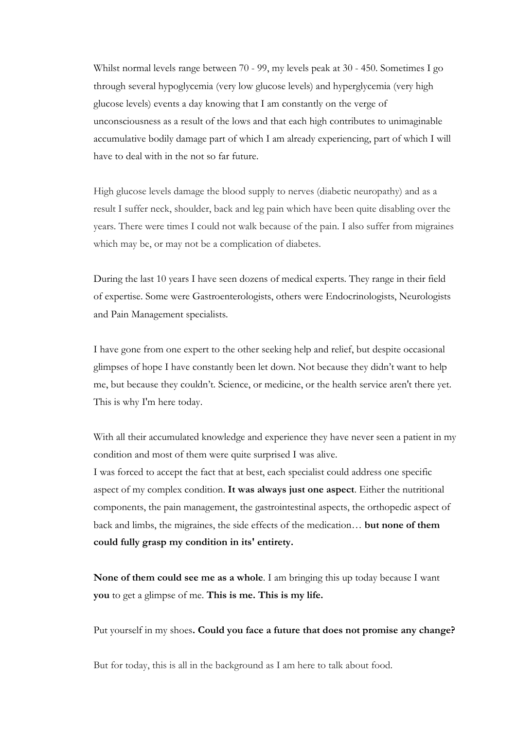Whilst normal levels range between 70 - 99, my levels peak at 30 - 450. Sometimes I go through several hypoglycemia (very low glucose levels) and hyperglycemia (very high glucose levels) events a day knowing that I am constantly on the verge of unconsciousness as a result of the lows and that each high contributes to unimaginable accumulative bodily damage part of which I am already experiencing, part of which I will have to deal with in the not so far future.

High glucose levels damage the blood supply to nerves (diabetic neuropathy) and as a result I suffer neck, shoulder, back and leg pain which have been quite disabling over the years. There were times I could not walk because of the pain. I also suffer from migraines which may be, or may not be a complication of diabetes.

During the last 10 years I have seen dozens of medical experts. They range in their field of expertise. Some were Gastroenterologists, others were Endocrinologists, Neurologists and Pain Management specialists.

I have gone from one expert to the other seeking help and relief, but despite occasional glimpses of hope I have constantly been let down. Not because they didn't want to help me, but because they couldn't. Science, or medicine, or the health service aren't there yet. This is why I'm here today.

With all their accumulated knowledge and experience they have never seen a patient in my condition and most of them were quite surprised I was alive.
I was forced to accept the fact that at best, each specialist could address one specific aspect of my complex condition. **It was always just one aspect**. Either the nutritional components, the pain management, the gastrointestinal aspects, the orthopedic aspect of back and limbs, the migraines, the side effects of the medication… **but none of them could fully grasp my condition in its' entirety.**

**None of them could see me as a whole**. I am bringing this up today because I want **you** to get a glimpse of me. **This is me. This is my life.**

Put yourself in my shoes**. Could you face a future that does not promise any change?**

But for today, this is all in the background as I am here to talk about food.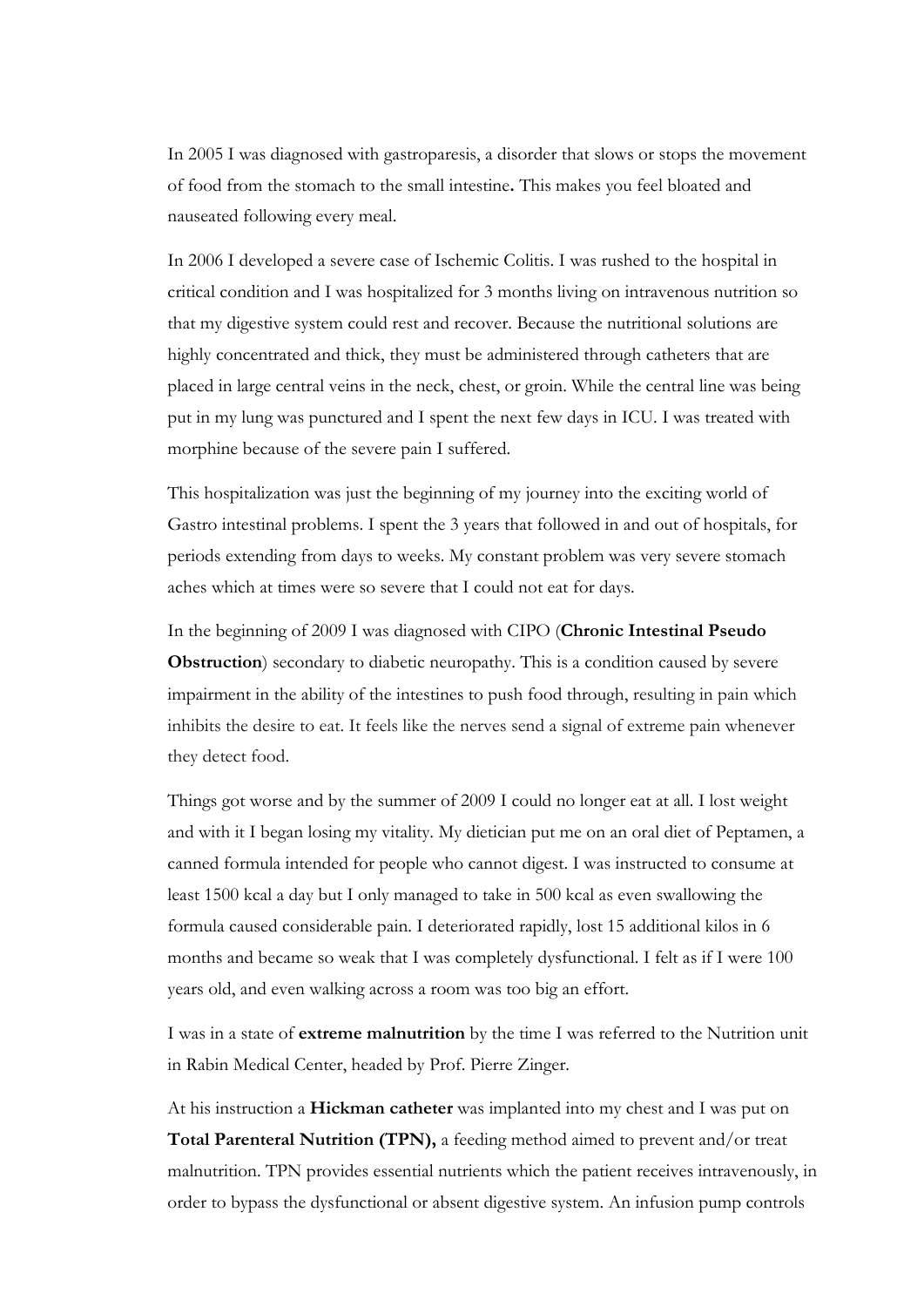In 2005 I was diagnosed with gastroparesis, a disorder that slows or stops the movement of food from the stomach to the small intestine**.** This makes you feel bloated and nauseated following every meal.

In 2006 I developed a severe case of Ischemic Colitis. I was rushed to the hospital in critical condition and I was hospitalized for 3 months living on intravenous nutrition so that my digestive system could rest and recover. Because the nutritional solutions are highly concentrated and thick, they must be administered through catheters that are placed in large central veins in the neck, chest, or groin. While the central line was being put in my lung was punctured and I spent the next few days in ICU. I was treated with morphine because of the severe pain I suffered.

This hospitalization was just the beginning of my journey into the exciting world of Gastro intestinal problems. I spent the 3 years that followed in and out of hospitals, for periods extending from days to weeks. My constant problem was very severe stomach aches which at times were so severe that I could not eat for days.

In the beginning of 2009 I was diagnosed with CIPO (**Chronic Intestinal Pseudo Obstruction**) secondary to diabetic neuropathy. This is a condition caused by severe impairment in the ability of the intestines to push food through, resulting in pain which inhibits the desire to eat. It feels like the nerves send a signal of extreme pain whenever they detect food.

Things got worse and by the summer of 2009 I could no longer eat at all. I lost weight and with it I began losing my vitality. My dietician put me on an oral diet of Peptamen, a canned formula intended for people who cannot digest. I was instructed to consume at least 1500 kcal a day but I only managed to take in 500 kcal as even swallowing the formula caused considerable pain. I deteriorated rapidly, lost 15 additional kilos in 6 months and became so weak that I was completely dysfunctional. I felt as if I were 100 years old, and even walking across a room was too big an effort.

I was in a state of **extreme malnutrition** by the time I was referred to the Nutrition unit in Rabin Medical Center, headed by Prof. Pierre Zinger.

At his instruction a **Hickman catheter** was implanted into my chest and I was put on **Total Parenteral Nutrition (TPN),** a feeding method aimed to prevent and/or treat malnutrition. TPN provides essential nutrients which the patient receives intravenously, in order to bypass the dysfunctional or absent digestive system. An infusion pump controls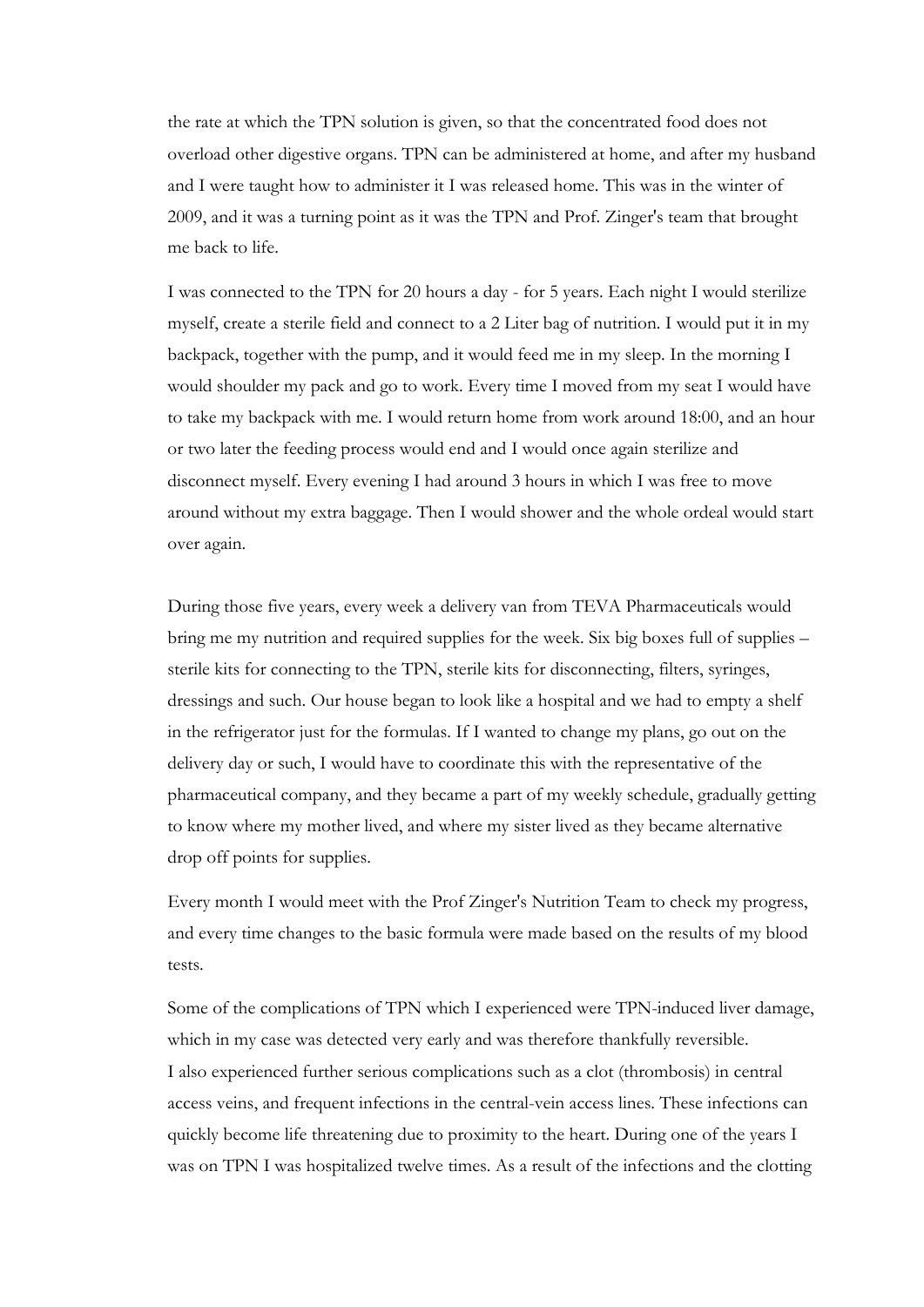the rate at which the TPN solution is given, so that the concentrated food does not overload other digestive organs. TPN can be administered at home, and after my husband and I were taught how to administer it I was released home. This was in the winter of 2009, and it was a turning point as it was the TPN and Prof. Zinger's team that brought me back to life.

I was connected to the TPN for 20 hours a day - for 5 years. Each night I would sterilize myself, create a sterile field and connect to a 2 Liter bag of nutrition. I would put it in my backpack, together with the pump, and it would feed me in my sleep. In the morning I would shoulder my pack and go to work. Every time I moved from my seat I would have to take my backpack with me. I would return home from work around 18:00, and an hour or two later the feeding process would end and I would once again sterilize and disconnect myself. Every evening I had around 3 hours in which I was free to move around without my extra baggage. Then I would shower and the whole ordeal would start over again.

During those five years, every week a delivery van from TEVA Pharmaceuticals would bring me my nutrition and required supplies for the week. Six big boxes full of supplies – sterile kits for connecting to the TPN, sterile kits for disconnecting, filters, syringes, dressings and such. Our house began to look like a hospital and we had to empty a shelf in the refrigerator just for the formulas. If I wanted to change my plans, go out on the delivery day or such, I would have to coordinate this with the representative of the pharmaceutical company, and they became a part of my weekly schedule, gradually getting to know where my mother lived, and where my sister lived as they became alternative drop off points for supplies.

Every month I would meet with the Prof Zinger's Nutrition Team to check my progress, and every time changes to the basic formula were made based on the results of my blood tests.

Some of the complications of TPN which I experienced were TPN-induced liver damage, which in my case was detected very early and was therefore thankfully reversible.
I also experienced further serious complications such as a clot (thrombosis) in central access veins, and frequent infections in the central-vein access lines. These infections can quickly become life threatening due to proximity to the heart. During one of the years I was on TPN I was hospitalized twelve times. As a result of the infections and the clotting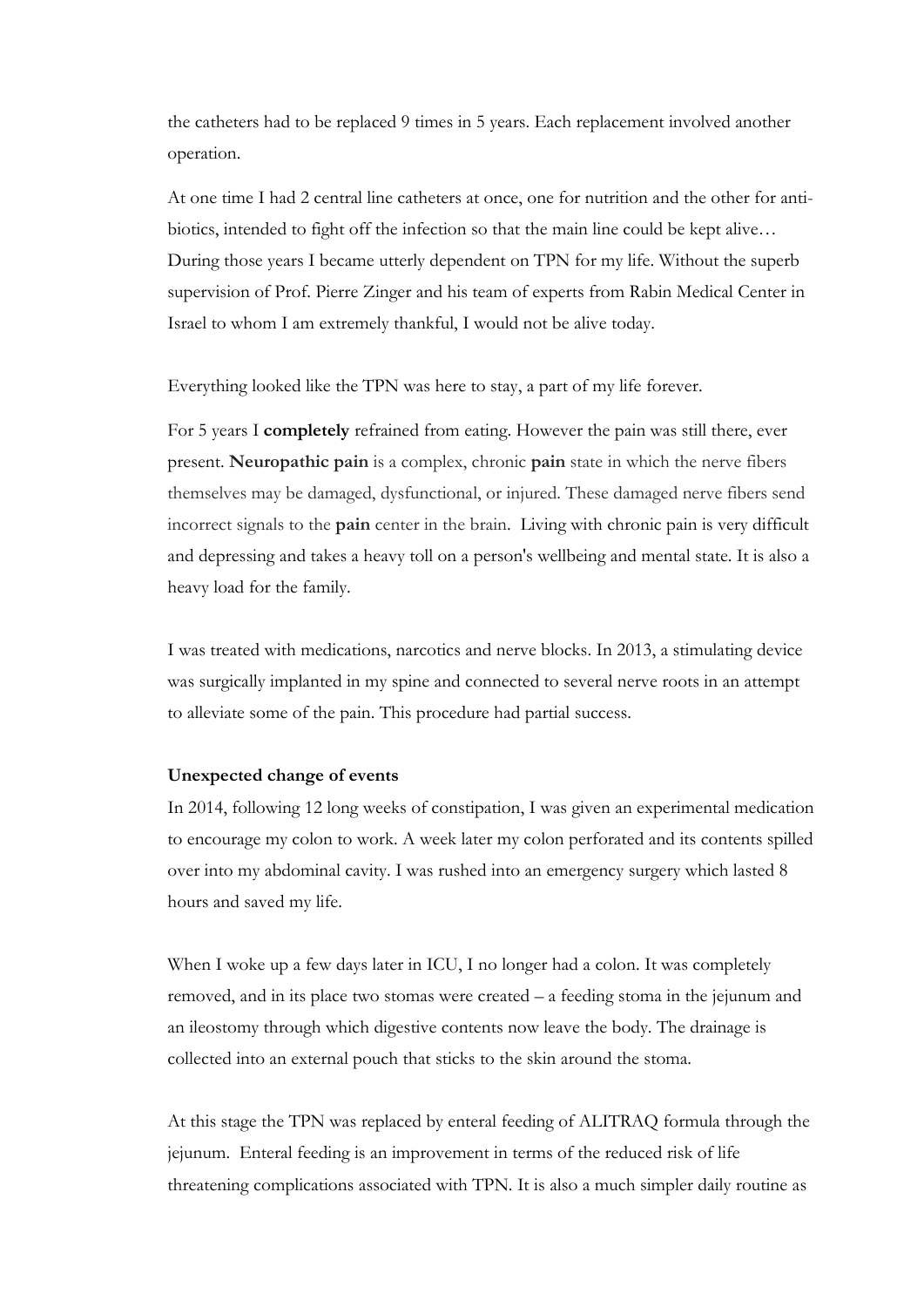the catheters had to be replaced 9 times in 5 years. Each replacement involved another operation.

At one time I had 2 central line catheters at once, one for nutrition and the other for anti-biotics, intended to fight off the infection so that the main line could be kept alive… During those years I became utterly dependent on TPN for my life. Without the superb supervision of Prof. Pierre Zinger and his team of experts from Rabin Medical Center in Israel to whom I am extremely thankful, I would not be alive today.

Everything looked like the TPN was here to stay, a part of my life forever.

For 5 years I **completely** refrained from eating. However the pain was still there, ever present. **Neuropathic pain** is a complex, chronic **pain** state in which the nerve fibers themselves may be damaged, dysfunctional, or injured. These damaged nerve fibers send incorrect signals to the **pain** center in the brain. Living with chronic pain is very difficult and depressing and takes a heavy toll on a person's wellbeing and mental state. It is also a heavy load for the family.

I was treated with medications, narcotics and nerve blocks. In 2013, a stimulating device was surgically implanted in my spine and connected to several nerve roots in an attempt to alleviate some of the pain. This procedure had partial success.

**Unexpected change of events**

In 2014, following 12 long weeks of constipation, I was given an experimental medication to encourage my colon to work. A week later my colon perforated and its contents spilled over into my abdominal cavity. I was rushed into an emergency surgery which lasted 8 hours and saved my life.

When I woke up a few days later in ICU, I no longer had a colon. It was completely removed, and in its place two stomas were created – a feeding stoma in the jejunum and an ileostomy through which digestive contents now leave the body. The drainage is collected into an external pouch that sticks to the skin around the stoma.

At this stage the TPN was replaced by enteral feeding of ALITRAQ formula through the jejunum. Enteral feeding is an improvement in terms of the reduced risk of life threatening complications associated with TPN. It is also a much simpler daily routine as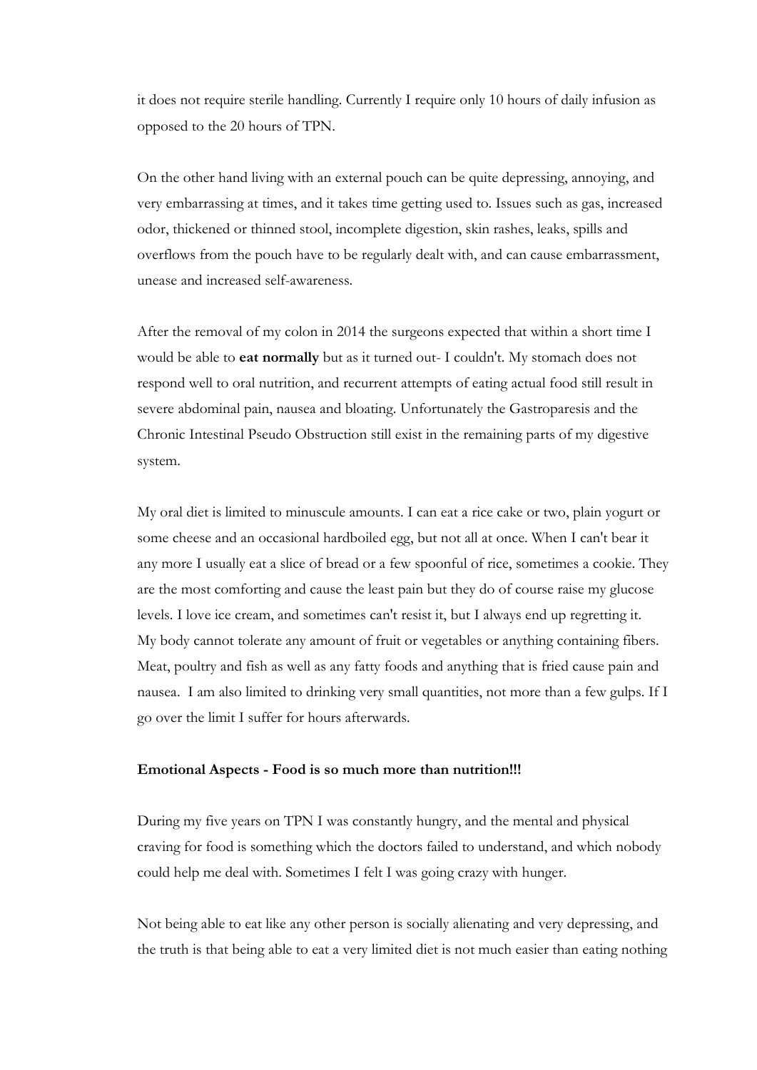it does not require sterile handling. Currently I require only 10 hours of daily infusion as opposed to the 20 hours of TPN.

On the other hand living with an external pouch can be quite depressing, annoying, and very embarrassing at times, and it takes time getting used to. Issues such as gas, increased odor, thickened or thinned stool, incomplete digestion, skin rashes, leaks, spills and overflows from the pouch have to be regularly dealt with, and can cause embarrassment, unease and increased self-awareness.

After the removal of my colon in 2014 the surgeons expected that within a short time I would be able to **eat normally** but as it turned out- I couldn't. My stomach does not respond well to oral nutrition, and recurrent attempts of eating actual food still result in severe abdominal pain, nausea and bloating. Unfortunately the Gastroparesis and the Chronic Intestinal Pseudo Obstruction still exist in the remaining parts of my digestive system.

My oral diet is limited to minuscule amounts. I can eat a rice cake or two, plain yogurt or some cheese and an occasional hardboiled egg, but not all at once. When I can't bear it any more I usually eat a slice of bread or a few spoonful of rice, sometimes a cookie. They are the most comforting and cause the least pain but they do of course raise my glucose levels. I love ice cream, and sometimes can't resist it, but I always end up regretting it. My body cannot tolerate any amount of fruit or vegetables or anything containing fibers. Meat, poultry and fish as well as any fatty foods and anything that is fried cause pain and nausea. I am also limited to drinking very small quantities, not more than a few gulps. If I go over the limit I suffer for hours afterwards.

**Emotional Aspects - Food is so much more than nutrition!!!**

During my five years on TPN I was constantly hungry, and the mental and physical craving for food is something which the doctors failed to understand, and which nobody could help me deal with. Sometimes I felt I was going crazy with hunger.

Not being able to eat like any other person is socially alienating and very depressing, and the truth is that being able to eat a very limited diet is not much easier than eating nothing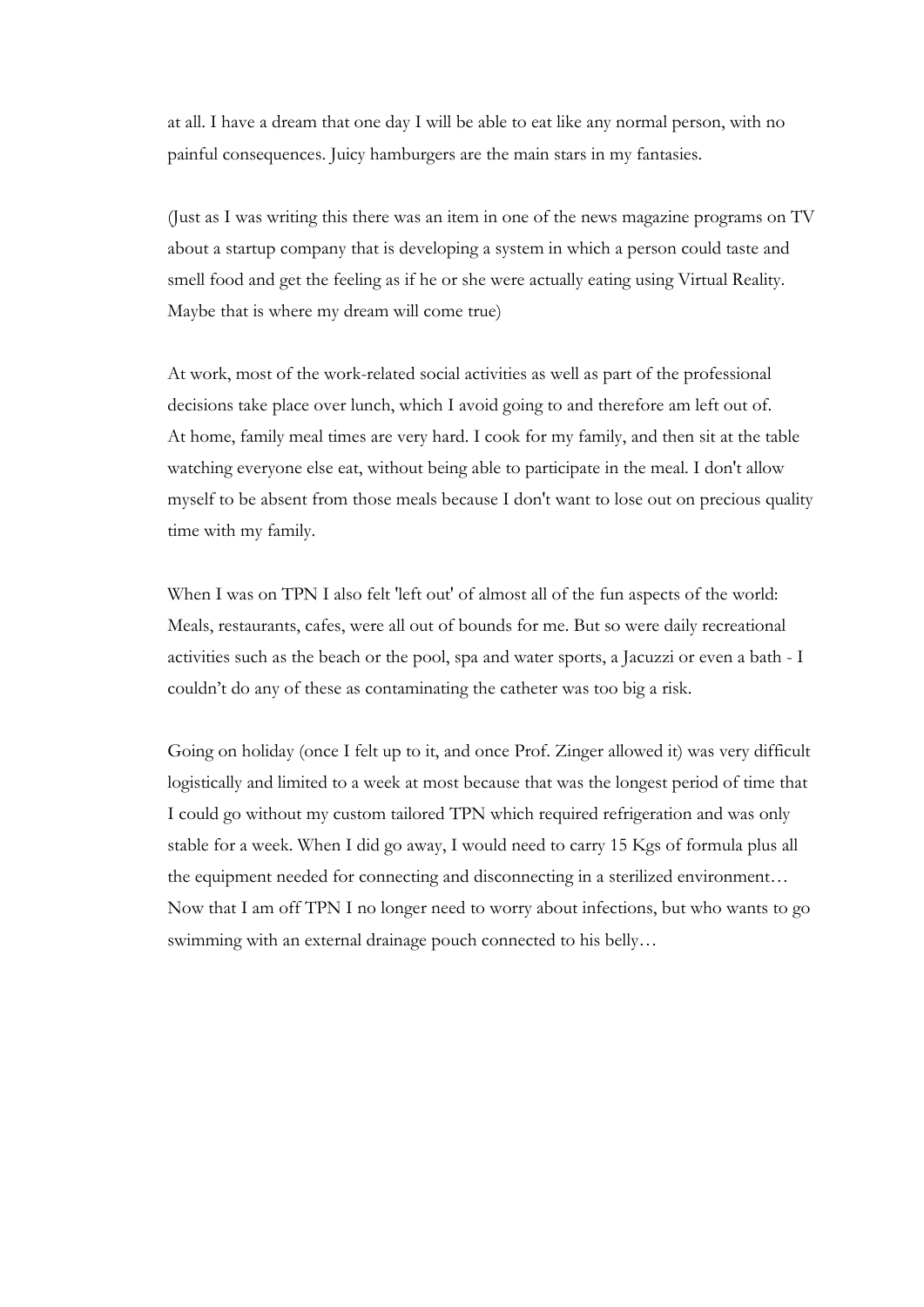at all. I have a dream that one day I will be able to eat like any normal person, with no painful consequences. Juicy hamburgers are the main stars in my fantasies.

(Just as I was writing this there was an item in one of the news magazine programs on TV about a startup company that is developing a system in which a person could taste and smell food and get the feeling as if he or she were actually eating using Virtual Reality. Maybe that is where my dream will come true)

At work, most of the work-related social activities as well as part of the professional decisions take place over lunch, which I avoid going to and therefore am left out of.
At home, family meal times are very hard. I cook for my family, and then sit at the table watching everyone else eat, without being able to participate in the meal. I don't allow myself to be absent from those meals because I don't want to lose out on precious quality time with my family.

When I was on TPN I also felt 'left out' of almost all of the fun aspects of the world: Meals, restaurants, cafes, were all out of bounds for me. But so were daily recreational activities such as the beach or the pool, spa and water sports, a Jacuzzi or even a bath - I couldn't do any of these as contaminating the catheter was too big a risk.

Going on holiday (once I felt up to it, and once Prof. Zinger allowed it) was very difficult logistically and limited to a week at most because that was the longest period of time that I could go without my custom tailored TPN which required refrigeration and was only stable for a week. When I did go away, I would need to carry 15 Kgs of formula plus all the equipment needed for connecting and disconnecting in a sterilized environment…
Now that I am off TPN I no longer need to worry about infections, but who wants to go swimming with an external drainage pouch connected to his belly…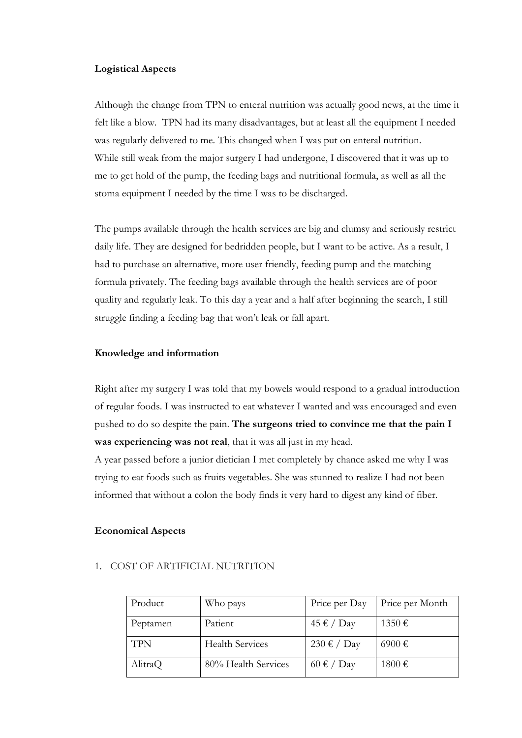**Logistical Aspects**

Although the change from TPN to enteral nutrition was actually good news, at the time it felt like a blow. TPN had its many disadvantages, but at least all the equipment I needed was regularly delivered to me. This changed when I was put on enteral nutrition.
While still weak from the major surgery I had undergone, I discovered that it was up to me to get hold of the pump, the feeding bags and nutritional formula, as well as all the stoma equipment I needed by the time I was to be discharged.

The pumps available through the health services are big and clumsy and seriously restrict daily life. They are designed for bedridden people, but I want to be active. As a result, I had to purchase an alternative, more user friendly, feeding pump and the matching formula privately. The feeding bags available through the health services are of poor quality and regularly leak. To this day a year and a half after beginning the search, I still struggle finding a feeding bag that won't leak or fall apart.

**Knowledge and information**

Right after my surgery I was told that my bowels would respond to a gradual introduction of regular foods. I was instructed to eat whatever I wanted and was encouraged and even pushed to do so despite the pain. **The surgeons tried to convince me that the pain I was experiencing was not real**, that it was all just in my head.
A year passed before a junior dietician I met completely by chance asked me why I was trying to eat foods such as fruits vegetables. She was stunned to realize I had not been informed that without a colon the body finds it very hard to digest any kind of fiber.

**Economical Aspects**

1. COST OF ARTIFICIAL NUTRITION

| Product | Who pays | Price per Day | Price per Month |
|---|---|---|---|
| Peptamen | Patient | 45 € / Day | 1350 € |
| TPN | Health Services | 230 € / Day | 6900 € |
| AlitraQ | 80% Health Services | 60 € / Day | 1800 € |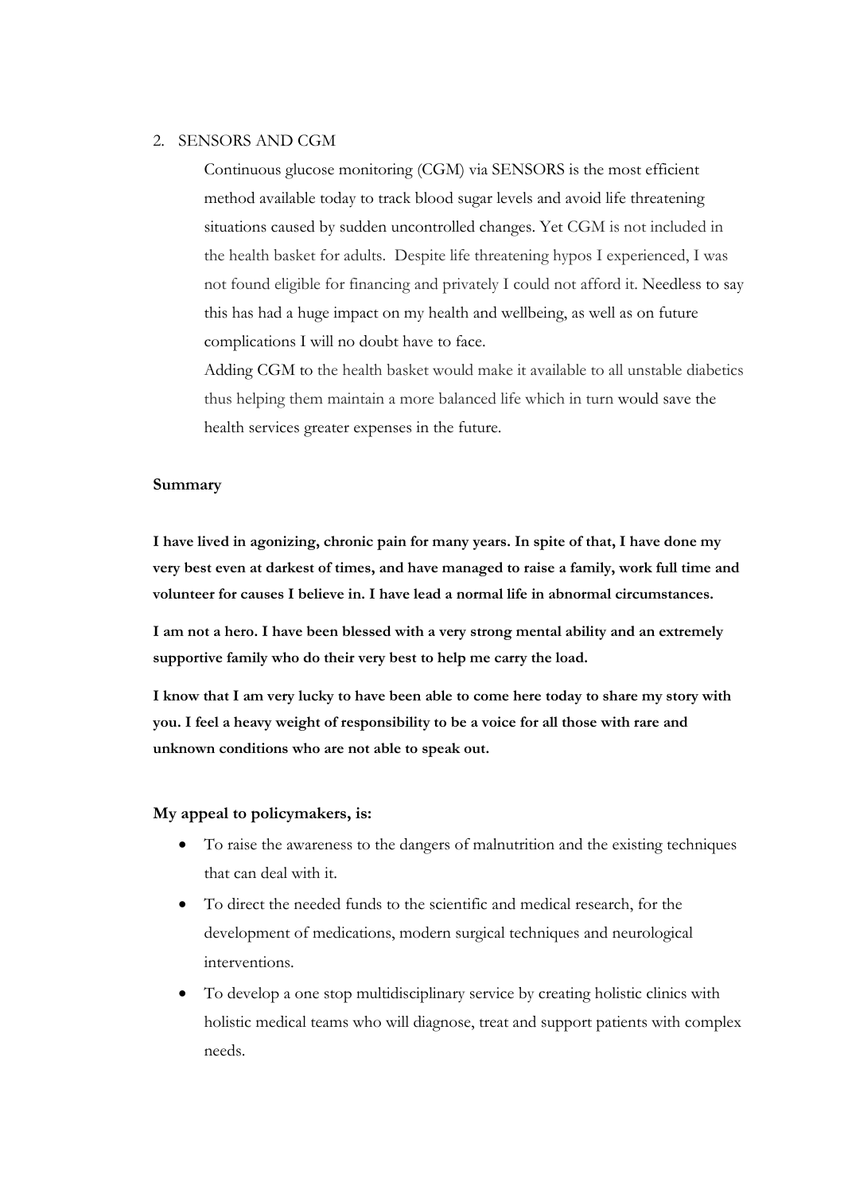2. SENSORS AND CGM

   Continuous glucose monitoring (CGM) via SENSORS is the most efficient method available today to track blood sugar levels and avoid life threatening situations caused by sudden uncontrolled changes. Yet CGM is not included in the health basket for adults. Despite life threatening hypos I experienced, I was not found eligible for financing and privately I could not afford it. Needless to say this has had a huge impact on my health and wellbeing, as well as on future complications I will no doubt have to face.

   Adding CGM to the health basket would make it available to all unstable diabetics thus helping them maintain a more balanced life which in turn would save the health services greater expenses in the future.

**Summary**

**I have lived in agonizing, chronic pain for many years. In spite of that, I have done my very best even at darkest of times, and have managed to raise a family, work full time and volunteer for causes I believe in. I have lead a normal life in abnormal circumstances.**

**I am not a hero. I have been blessed with a very strong mental ability and an extremely supportive family who do their very best to help me carry the load.**

**I know that I am very lucky to have been able to come here today to share my story with you. I feel a heavy weight of responsibility to be a voice for all those with rare and unknown conditions who are not able to speak out.**

**My appeal to policymakers, is:**

- To raise the awareness to the dangers of malnutrition and the existing techniques that can deal with it.
- To direct the needed funds to the scientific and medical research, for the development of medications, modern surgical techniques and neurological interventions.
- To develop a one stop multidisciplinary service by creating holistic clinics with holistic medical teams who will diagnose, treat and support patients with complex needs.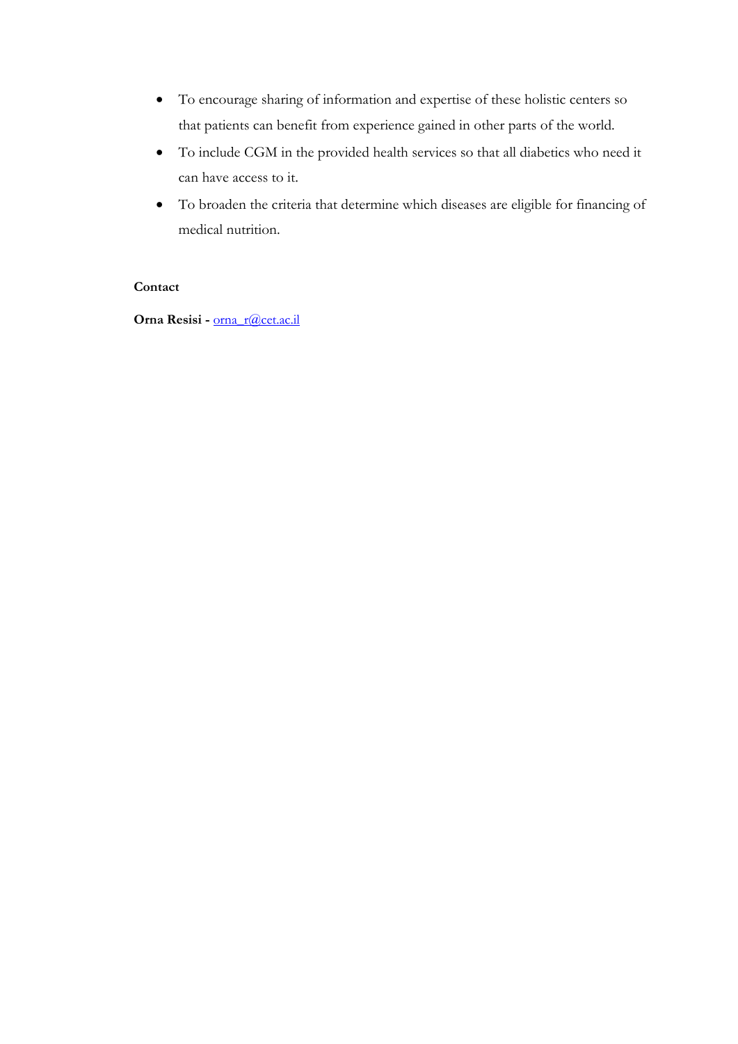- To encourage sharing of information and expertise of these holistic centers so that patients can benefit from experience gained in other parts of the world.
- To include CGM in the provided health services so that all diabetics who need it can have access to it.
- To broaden the criteria that determine which diseases are eligible for financing of medical nutrition.

**Contact**

**Orna Resisi -** orna_r@cet.ac.il